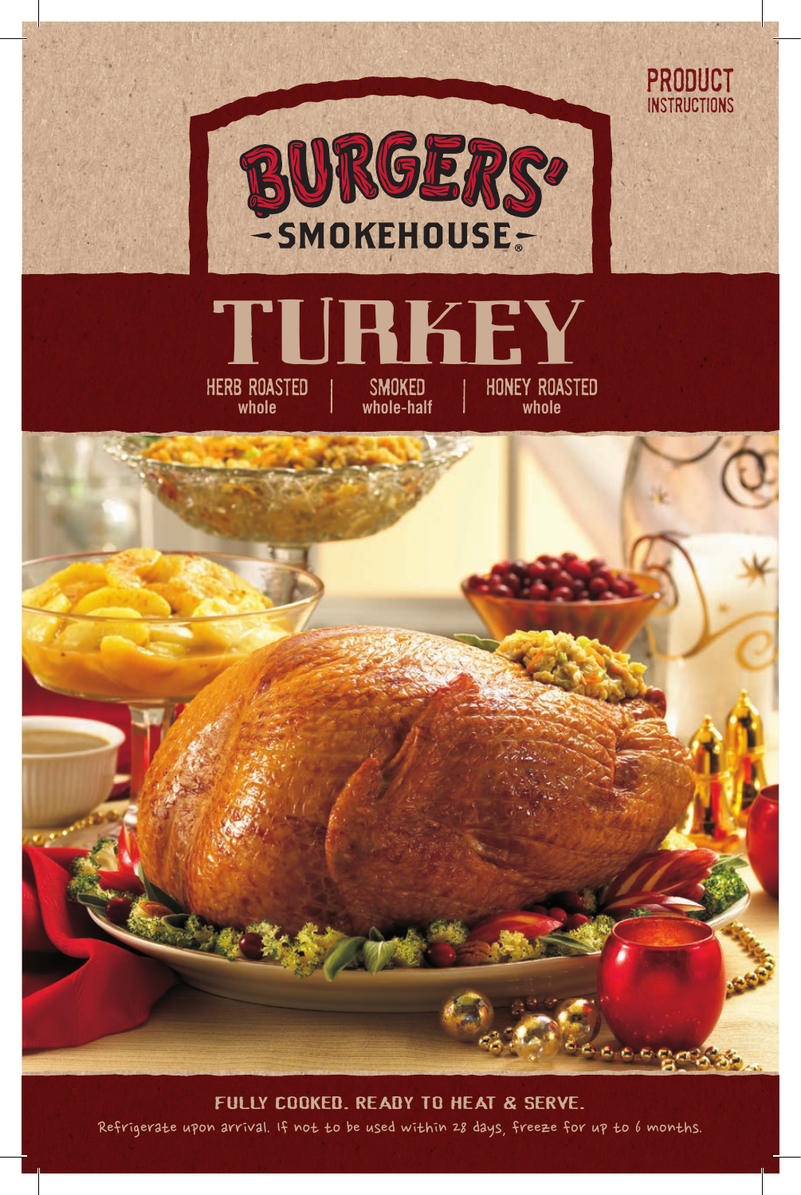PRODUCT INSTRUCTIONS

# BURGERS' SMOKEHOUSE

# TURKEY

HERB ROASTED whole | SMOKED whole-half | HONEY ROASTED whole

**FULLY COOKED. READY TO HEAT & SERVE.**

Refrigerate upon arrival. If not to be used within 28 days, freeze for up to 6 months.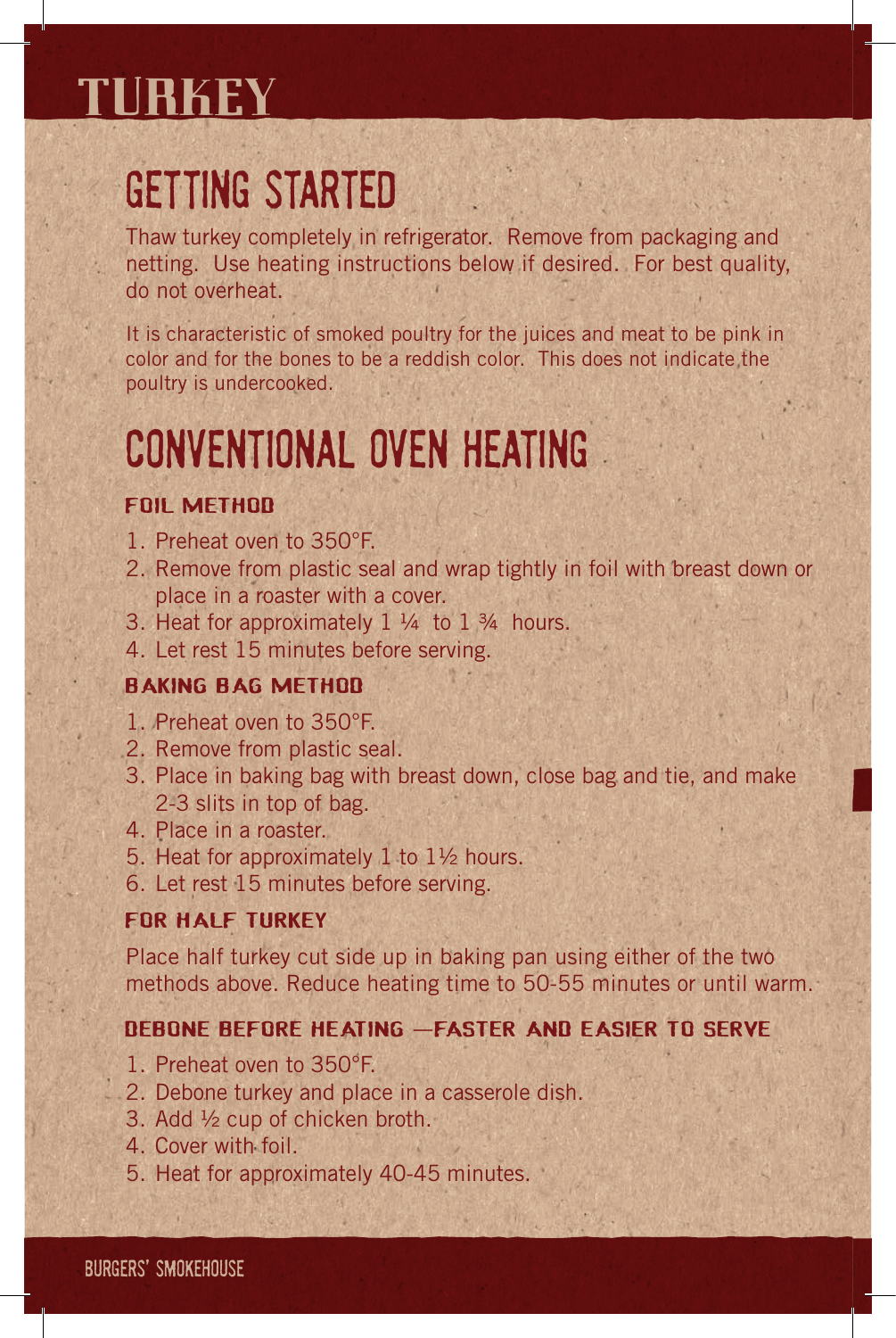# TURKEY

## GETTING STARTED

Thaw turkey completely in refrigerator. Remove from packaging and netting. Use heating instructions below if desired. For best quality, do not overheat.

It is characteristic of smoked poultry for the juices and meat to be pink in color and for the bones to be a reddish color. This does not indicate the poultry is undercooked.

## CONVENTIONAL OVEN HEATING

### FOIL METHOD

1. Preheat oven to 350°F.
2. Remove from plastic seal and wrap tightly in foil with breast down or place in a roaster with a cover.
3. Heat for approximately 1 ¼ to 1 ¾ hours.
4. Let rest 15 minutes before serving.

### BAKING BAG METHOD

1. Preheat oven to 350°F.
2. Remove from plastic seal.
3. Place in baking bag with breast down, close bag and tie, and make 2-3 slits in top of bag.
4. Place in a roaster.
5. Heat for approximately 1 to 1½ hours.
6. Let rest 15 minutes before serving.

### FOR HALF TURKEY

Place half turkey cut side up in baking pan using either of the two methods above. Reduce heating time to 50-55 minutes or until warm.

### DEBONE BEFORE HEATING —FASTER AND EASIER TO SERVE

1. Preheat oven to 350°F.
2. Debone turkey and place in a casserole dish.
3. Add ½ cup of chicken broth.
4. Cover with foil.
5. Heat for approximately 40-45 minutes.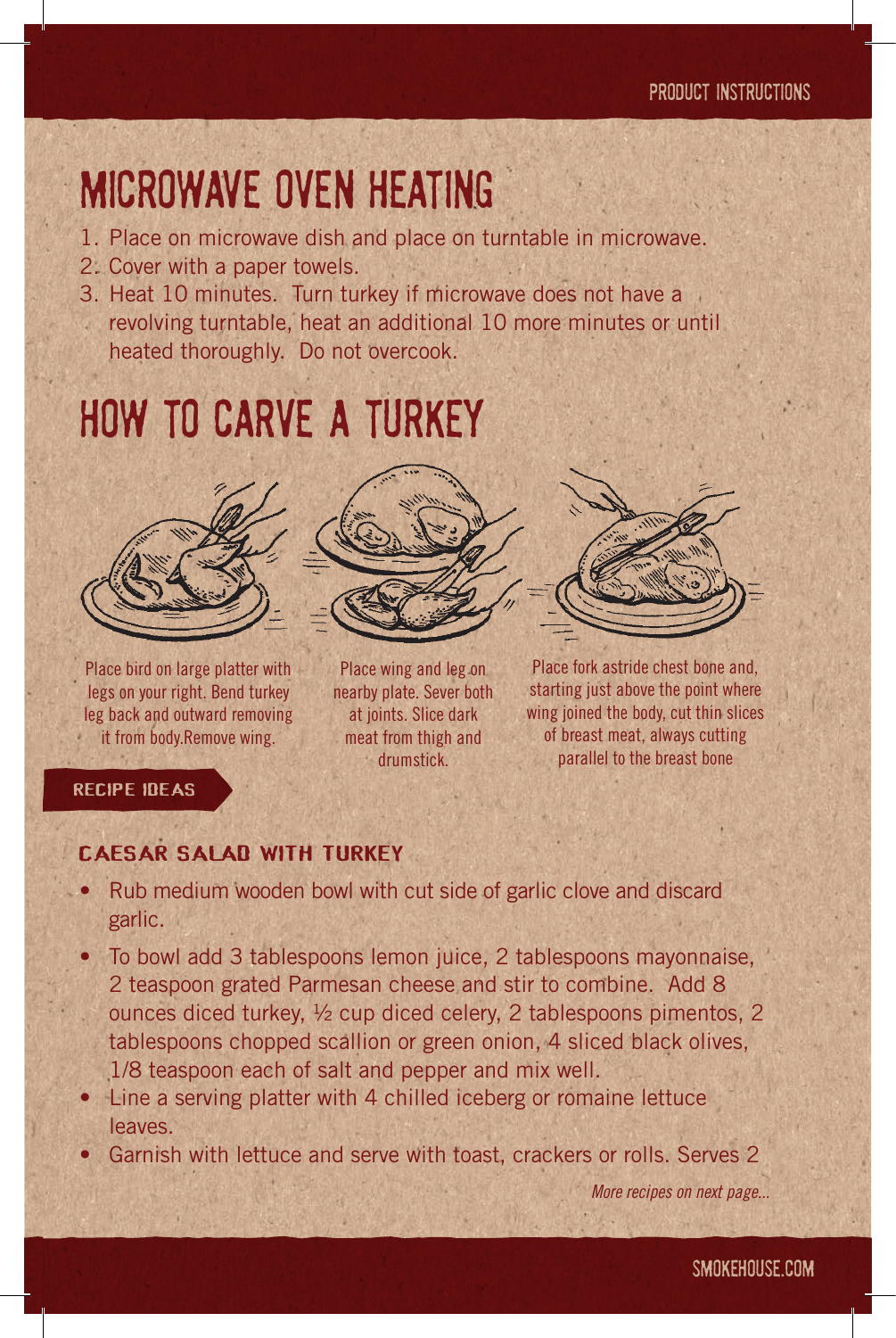# MICROWAVE OVEN HEATING

1. Place on microwave dish and place on turntable in microwave.
2. Cover with a paper towels.
3. Heat 10 minutes. Turn turkey if microwave does not have a revolving turntable, heat an additional 10 more minutes or until heated thoroughly. Do not overcook.

# HOW TO CARVE A TURKEY

Place bird on large platter with legs on your right. Bend turkey leg back and outward removing it from body.Remove wing.

Place wing and leg on nearby plate. Sever both at joints. Slice dark meat from thigh and drumstick.

Place fork astride chest bone and, starting just above the point where wing joined the body, cut thin slices of breast meat, always cutting parallel to the breast bone

## RECIPE IDEAS

### CAESAR SALAD WITH TURKEY

- Rub medium wooden bowl with cut side of garlic clove and discard garlic.
- To bowl add 3 tablespoons lemon juice, 2 tablespoons mayonnaise, 2 teaspoon grated Parmesan cheese and stir to combine. Add 8 ounces diced turkey, ½ cup diced celery, 2 tablespoons pimentos, 2 tablespoons chopped scallion or green onion, 4 sliced black olives, 1/8 teaspoon each of salt and pepper and mix well.
- Line a serving platter with 4 chilled iceberg or romaine lettuce leaves.
- Garnish with lettuce and serve with toast, crackers or rolls. Serves 2

*More recipes on next page...*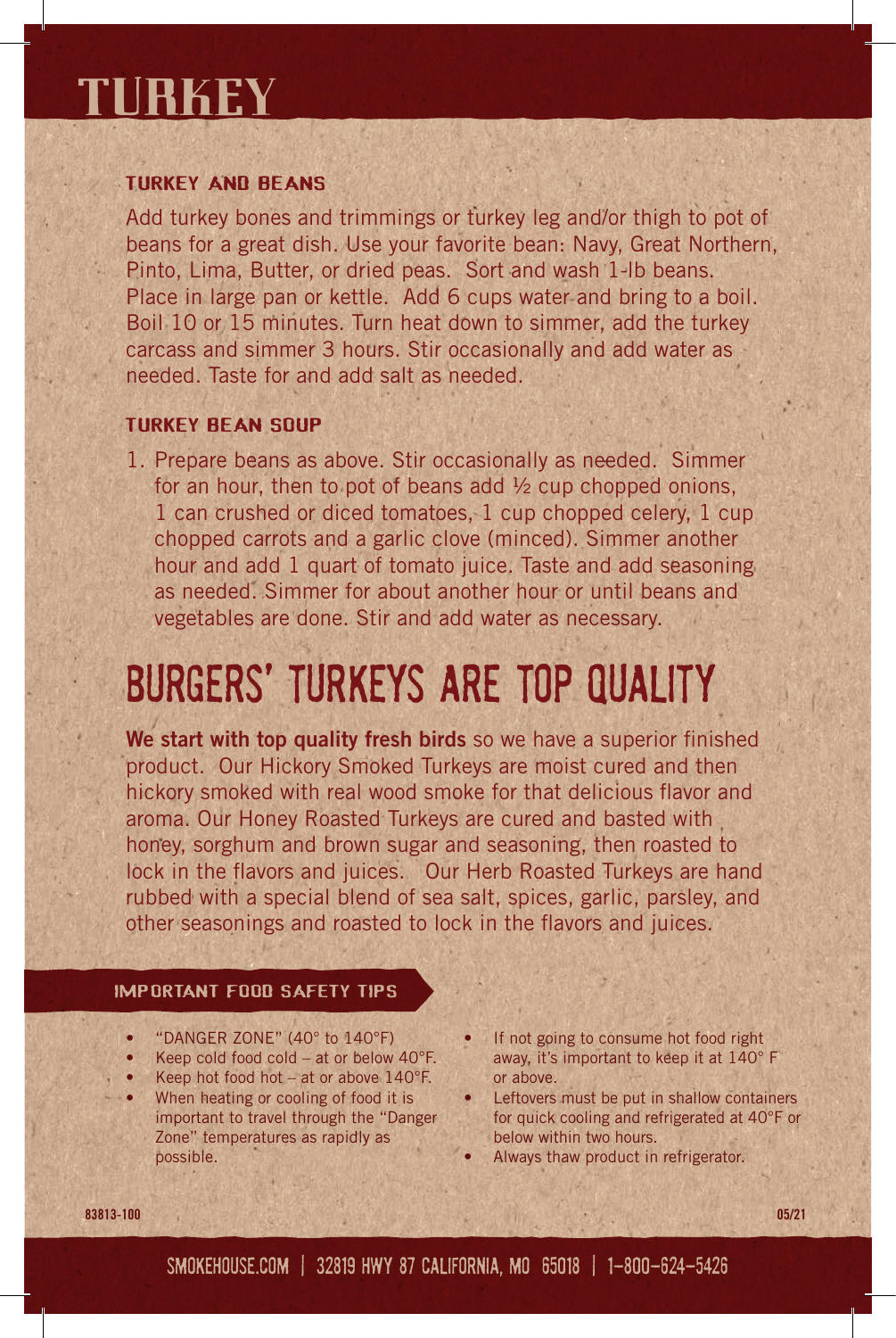# TURKEY

### TURKEY AND BEANS

Add turkey bones and trimmings or turkey leg and/or thigh to pot of beans for a great dish. Use your favorite bean: Navy, Great Northern, Pinto, Lima, Butter, or dried peas. Sort and wash 1-lb beans. Place in large pan or kettle. Add 6 cups water and bring to a boil. Boil 10 or 15 minutes. Turn heat down to simmer, add the turkey carcass and simmer 3 hours. Stir occasionally and add water as needed. Taste for and add salt as needed.

### TURKEY BEAN SOUP

1. Prepare beans as above. Stir occasionally as needed. Simmer for an hour, then to pot of beans add ½ cup chopped onions, 1 can crushed or diced tomatoes, 1 cup chopped celery, 1 cup chopped carrots and a garlic clove (minced). Simmer another hour and add 1 quart of tomato juice. Taste and add seasoning as needed. Simmer for about another hour or until beans and vegetables are done. Stir and add water as necessary.

## BURGERS' TURKEYS ARE TOP QUALITY

**We start with top quality fresh birds** so we have a superior finished product. Our Hickory Smoked Turkeys are moist cured and then hickory smoked with real wood smoke for that delicious flavor and aroma. Our Honey Roasted Turkeys are cured and basted with honey, sorghum and brown sugar and seasoning, then roasted to lock in the flavors and juices. Our Herb Roasted Turkeys are hand rubbed with a special blend of sea salt, spices, garlic, parsley, and other seasonings and roasted to lock in the flavors and juices.

### IMPORTANT FOOD SAFETY TIPS

- "DANGER ZONE" (40° to 140°F)
- Keep cold food cold – at or below 40°F.
- Keep hot food hot – at or above 140°F.
- When heating or cooling of food it is important to travel through the "Danger Zone" temperatures as rapidly as possible.
- If not going to consume hot food right away, it's important to keep it at 140° F or above.
- Leftovers must be put in shallow containers for quick cooling and refrigerated at 40°F or below within two hours.
- Always thaw product in refrigerator.

83813-100

05/21

SMOKEHOUSE.COM | 32819 HWY 87 CALIFORNIA, MO 65018 | 1-800-624-5426